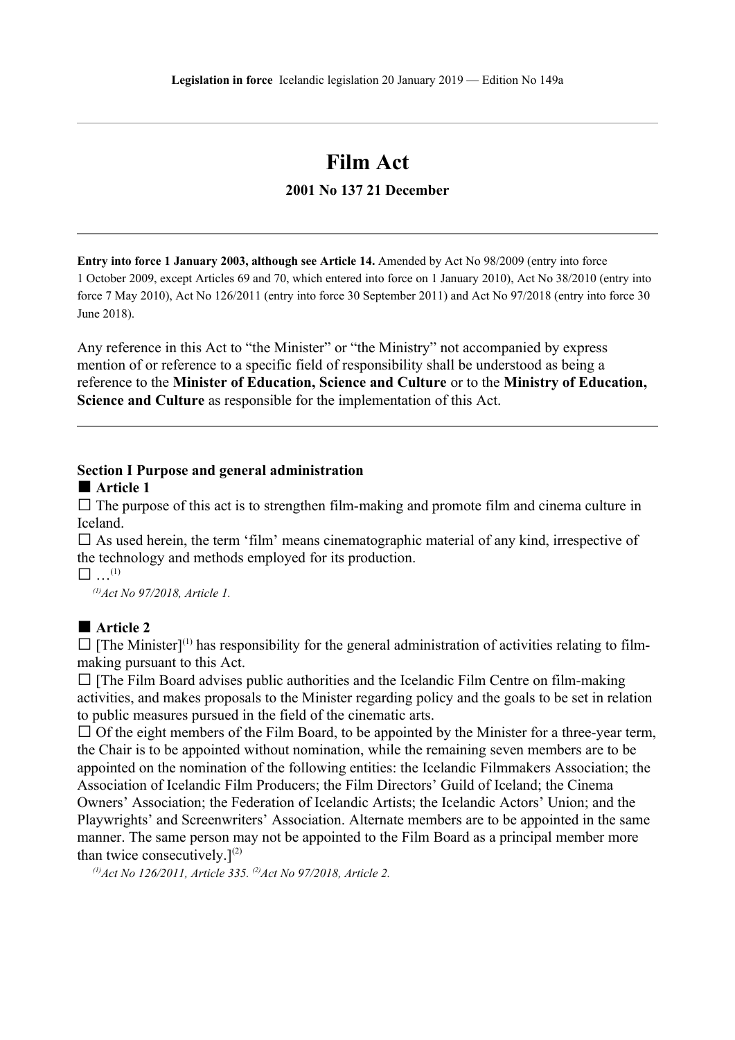Legislation in force Icelandic legislation 20 January 2019 — Edition No 149a

# Film Act

**2001 No 137 21 December**

---

**Entry into force 1 January 2003, although see Article 14.** Amended by Act No 98/2009 (entry into force 1 October 2009, except Articles 69 and 70, which entered into force on 1 January 2010), Act No 38/2010 (entry into force 7 May 2010), Act No 126/2011 (entry into force 30 September 2011) and Act No 97/2018 (entry into force 30 June 2018).

Any reference in this Act to "the Minister" or "the Ministry" not accompanied by express mention of or reference to a specific field of responsibility shall be understood as being a reference to the **Minister of Education, Science and Culture** or to the **Ministry of Education, Science and Culture** as responsible for the implementation of this Act.

---

## Section I Purpose and general administration

### ■ Article 1

☐ The purpose of this act is to strengthen film-making and promote film and cinema culture in Iceland.

☐ As used herein, the term 'film' means cinematographic material of any kind, irrespective of the technology and methods employed for its production.

☐ …[1]

*[1] Act No 97/2018, Article 1.*

### ■ Article 2

☐ [The Minister][1] has responsibility for the general administration of activities relating to film-making pursuant to this Act.

☐ [The Film Board advises public authorities and the Icelandic Film Centre on film-making activities, and makes proposals to the Minister regarding policy and the goals to be set in relation to public measures pursued in the field of the cinematic arts.

☐ Of the eight members of the Film Board, to be appointed by the Minister for a three-year term, the Chair is to be appointed without nomination, while the remaining seven members are to be appointed on the nomination of the following entities: the Icelandic Filmmakers Association; the Association of Icelandic Film Producers; the Film Directors' Guild of Iceland; the Cinema Owners' Association; the Federation of Icelandic Artists; the Icelandic Actors' Union; and the Playwrights' and Screenwriters' Association. Alternate members are to be appointed in the same manner. The same person may not be appointed to the Film Board as a principal member more than twice consecutively.][2]

*[1] Act No 126/2011, Article 335. [2] Act No 97/2018, Article 2.*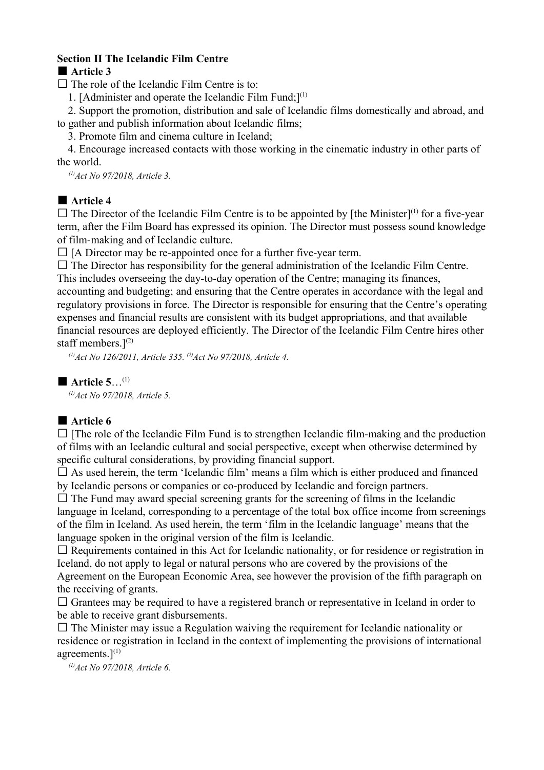**Section II The Icelandic Film Centre**

■ **Article 3**

☐ The role of the Icelandic Film Centre is to:

1. [Administer and operate the Icelandic Film Fund;][(1)]
2. Support the promotion, distribution and sale of Icelandic films domestically and abroad, and to gather and publish information about Icelandic films;
3. Promote film and cinema culture in Iceland;
4. Encourage increased contacts with those working in the cinematic industry in other parts of the world.

*[(1)]Act No 97/2018, Article 3.*

■ **Article 4**

☐ The Director of the Icelandic Film Centre is to be appointed by [the Minister][(1)] for a five-year term, after the Film Board has expressed its opinion. The Director must possess sound knowledge of film-making and of Icelandic culture.

☐ [A Director may be re-appointed once for a further five-year term.

☐ The Director has responsibility for the general administration of the Icelandic Film Centre. This includes overseeing the day-to-day operation of the Centre; managing its finances, accounting and budgeting; and ensuring that the Centre operates in accordance with the legal and regulatory provisions in force. The Director is responsible for ensuring that the Centre's operating expenses and financial results are consistent with its budget appropriations, and that available financial resources are deployed efficiently. The Director of the Icelandic Film Centre hires other staff members.][(2)]

*[(1)]Act No 126/2011, Article 335. [(2)]Act No 97/2018, Article 4.*

■ **Article 5**…[(1)]

*[(1)]Act No 97/2018, Article 5.*

■ **Article 6**

☐ [The role of the Icelandic Film Fund is to strengthen Icelandic film-making and the production of films with an Icelandic cultural and social perspective, except when otherwise determined by specific cultural considerations, by providing financial support.

☐ As used herein, the term 'Icelandic film' means a film which is either produced and financed by Icelandic persons or companies or co-produced by Icelandic and foreign partners.

☐ The Fund may award special screening grants for the screening of films in the Icelandic language in Iceland, corresponding to a percentage of the total box office income from screenings of the film in Iceland. As used herein, the term 'film in the Icelandic language' means that the language spoken in the original version of the film is Icelandic.

☐ Requirements contained in this Act for Icelandic nationality, or for residence or registration in Iceland, do not apply to legal or natural persons who are covered by the provisions of the Agreement on the European Economic Area, see however the provision of the fifth paragraph on the receiving of grants.

☐ Grantees may be required to have a registered branch or representative in Iceland in order to be able to receive grant disbursements.

☐ The Minister may issue a Regulation waiving the requirement for Icelandic nationality or residence or registration in Iceland in the context of implementing the provisions of international agreements.][(1)]

*[(1)]Act No 97/2018, Article 6.*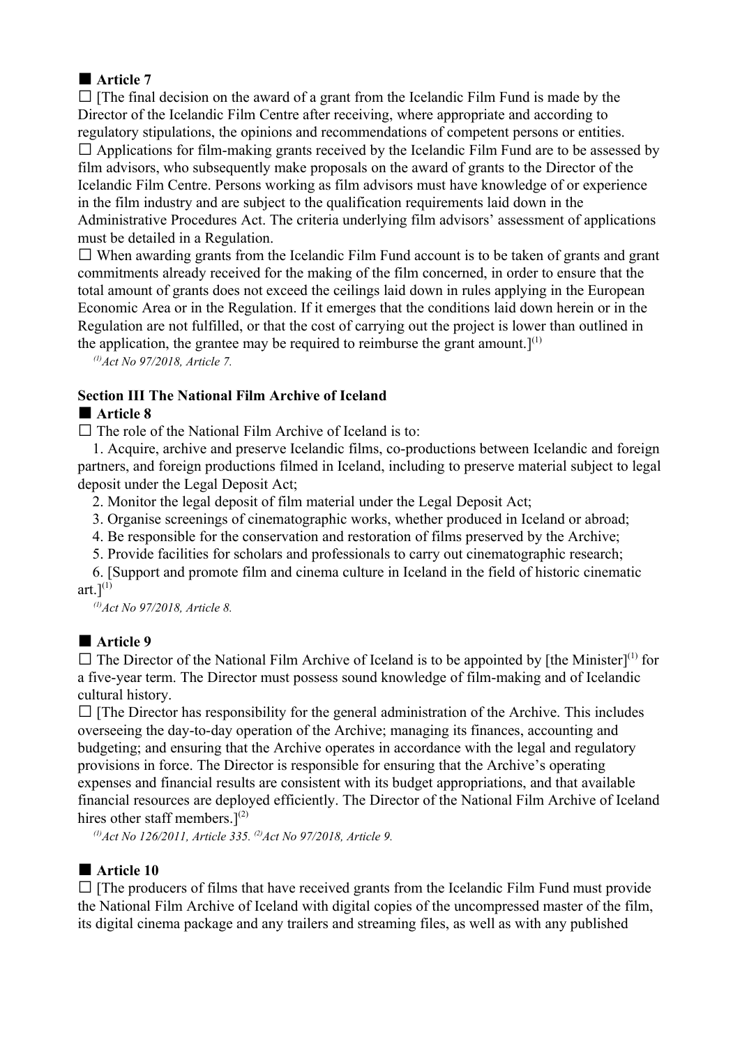## ■ Article 7

☐ [The final decision on the award of a grant from the Icelandic Film Fund is made by the Director of the Icelandic Film Centre after receiving, where appropriate and according to regulatory stipulations, the opinions and recommendations of competent persons or entities.

☐ Applications for film-making grants received by the Icelandic Film Fund are to be assessed by film advisors, who subsequently make proposals on the award of grants to the Director of the Icelandic Film Centre. Persons working as film advisors must have knowledge of or experience in the film industry and are subject to the qualification requirements laid down in the Administrative Procedures Act. The criteria underlying film advisors' assessment of applications must be detailed in a Regulation.

☐ When awarding grants from the Icelandic Film Fund account is to be taken of grants and grant commitments already received for the making of the film concerned, in order to ensure that the total amount of grants does not exceed the ceilings laid down in rules applying in the European Economic Area or in the Regulation. If it emerges that the conditions laid down herein or in the Regulation are not fulfilled, or that the cost of carrying out the project is lower than outlined in the application, the grantee may be required to reimburse the grant amount.](1)

*(1)Act No 97/2018, Article 7.*

### Section III The National Film Archive of Iceland

## ■ Article 8

☐ The role of the National Film Archive of Iceland is to:

1. Acquire, archive and preserve Icelandic films, co-productions between Icelandic and foreign partners, and foreign productions filmed in Iceland, including to preserve material subject to legal deposit under the Legal Deposit Act;
2. Monitor the legal deposit of film material under the Legal Deposit Act;
3. Organise screenings of cinematographic works, whether produced in Iceland or abroad;
4. Be responsible for the conservation and restoration of films preserved by the Archive;
5. Provide facilities for scholars and professionals to carry out cinematographic research;
6. [Support and promote film and cinema culture in Iceland in the field of historic cinematic art.](1)

*(1)Act No 97/2018, Article 8.*

## ■ Article 9

☐ The Director of the National Film Archive of Iceland is to be appointed by [the Minister](1) for a five-year term. The Director must possess sound knowledge of film-making and of Icelandic cultural history.

☐ [The Director has responsibility for the general administration of the Archive. This includes overseeing the day-to-day operation of the Archive; managing its finances, accounting and budgeting; and ensuring that the Archive operates in accordance with the legal and regulatory provisions in force. The Director is responsible for ensuring that the Archive's operating expenses and financial results are consistent with its budget appropriations, and that available financial resources are deployed efficiently. The Director of the National Film Archive of Iceland hires other staff members.](2)

*(1)Act No 126/2011, Article 335. (2)Act No 97/2018, Article 9.*

## ■ Article 10

☐ [The producers of films that have received grants from the Icelandic Film Fund must provide the National Film Archive of Iceland with digital copies of the uncompressed master of the film, its digital cinema package and any trailers and streaming files, as well as with any published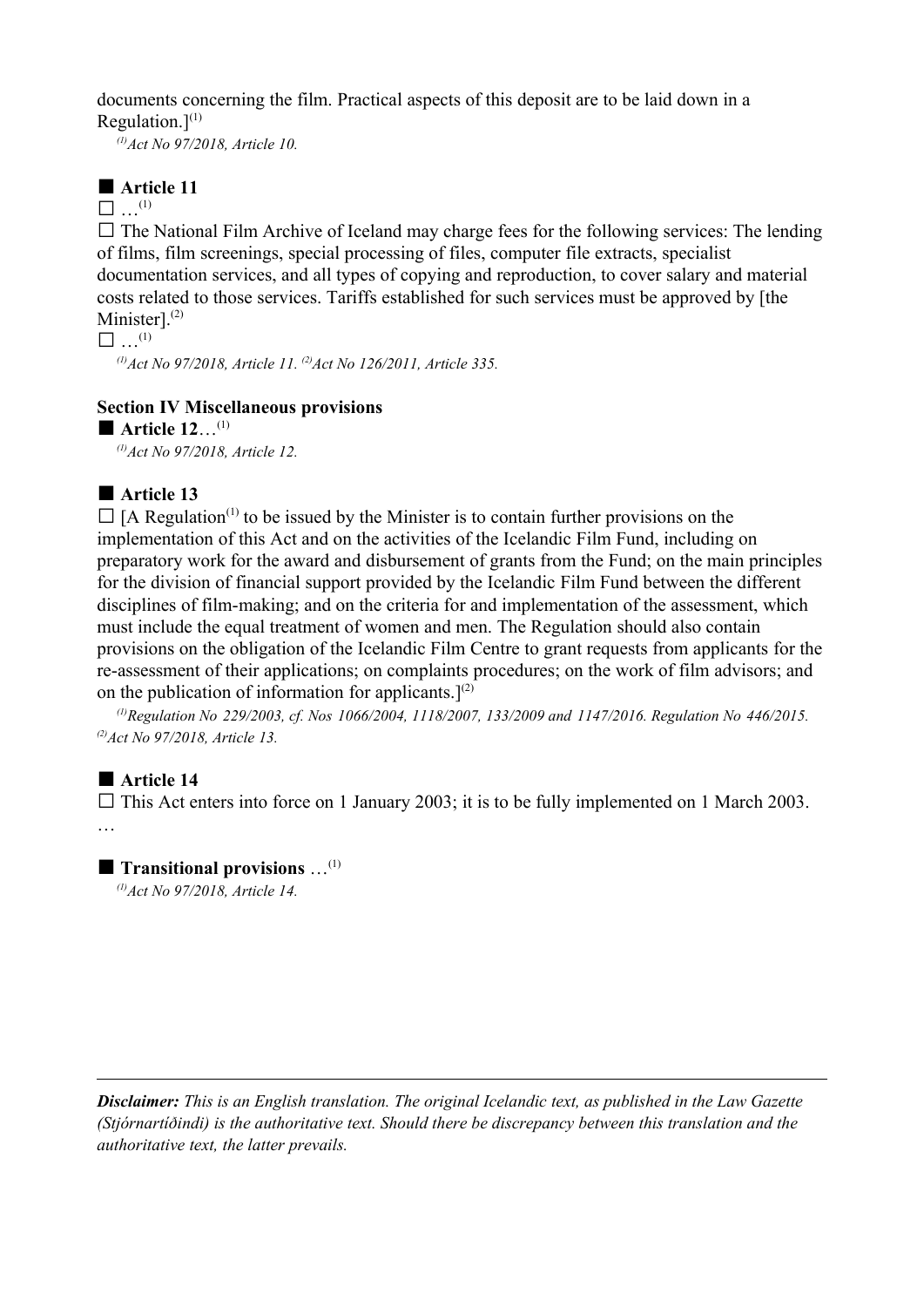documents concerning the film. Practical aspects of this deposit are to be laid down in a Regulation.][(1)]

*[(1)]Act No 97/2018, Article 10.*

## ■ Article 11

□ …[(1)]

□ The National Film Archive of Iceland may charge fees for the following services: The lending of films, film screenings, special processing of files, computer file extracts, specialist documentation services, and all types of copying and reproduction, to cover salary and material costs related to those services. Tariffs established for such services must be approved by [the Minister].[(2)]

□ …[(1)]

*[(1)]Act No 97/2018, Article 11. [(2)]Act No 126/2011, Article 335.*

## Section IV Miscellaneous provisions

## ■ Article 12…[(1)]

*[(1)]Act No 97/2018, Article 12.*

## ■ Article 13

□ [A Regulation[(1)] to be issued by the Minister is to contain further provisions on the implementation of this Act and on the activities of the Icelandic Film Fund, including on preparatory work for the award and disbursement of grants from the Fund; on the main principles for the division of financial support provided by the Icelandic Film Fund between the different disciplines of film-making; and on the criteria for and implementation of the assessment, which must include the equal treatment of women and men. The Regulation should also contain provisions on the obligation of the Icelandic Film Centre to grant requests from applicants for the re-assessment of their applications; on complaints procedures; on the work of film advisors; and on the publication of information for applicants.][(2)]

*[(1)]Regulation No 229/2003, cf. Nos 1066/2004, 1118/2007, 133/2009 and 1147/2016. Regulation No 446/2015. [(2)]Act No 97/2018, Article 13.*

## ■ Article 14

□ This Act enters into force on 1 January 2003; it is to be fully implemented on 1 March 2003.
…

## ■ Transitional provisions …[(1)]

*[(1)]Act No 97/2018, Article 14.*

---

***Disclaimer:** This is an English translation. The original Icelandic text, as published in the Law Gazette (Stjórnartíðindi) is the authoritative text. Should there be discrepancy between this translation and the authoritative text, the latter prevails.*